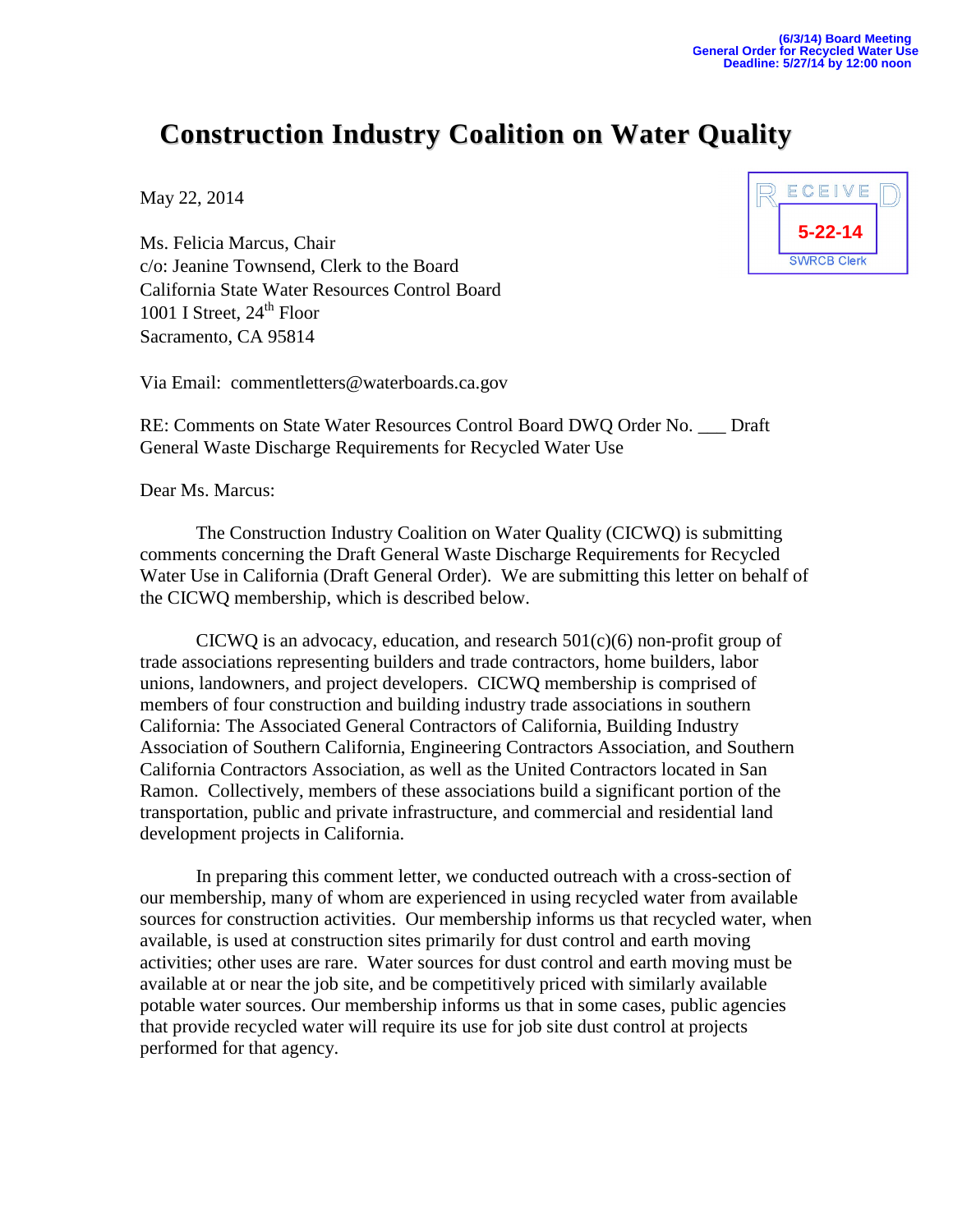(6/3/14) Board Meeting
General Order for Recycled Water Use
Deadline: 5/27/14 by 12:00 noon

# Construction Industry Coalition on Water Quality

May 22, 2014

RECEIVED
5-22-14
SWRCB Clerk

Ms. Felicia Marcus, Chair
c/o: Jeanine Townsend, Clerk to the Board
California State Water Resources Control Board
1001 I Street, 24th Floor
Sacramento, CA 95814

Via Email: commentletters@waterboards.ca.gov

RE: Comments on State Water Resources Control Board DWQ Order No. ___ Draft General Waste Discharge Requirements for Recycled Water Use

Dear Ms. Marcus:

The Construction Industry Coalition on Water Quality (CICWQ) is submitting comments concerning the Draft General Waste Discharge Requirements for Recycled Water Use in California (Draft General Order). We are submitting this letter on behalf of the CICWQ membership, which is described below.

CICWQ is an advocacy, education, and research 501(c)(6) non-profit group of trade associations representing builders and trade contractors, home builders, labor unions, landowners, and project developers. CICWQ membership is comprised of members of four construction and building industry trade associations in southern California: The Associated General Contractors of California, Building Industry Association of Southern California, Engineering Contractors Association, and Southern California Contractors Association, as well as the United Contractors located in San Ramon. Collectively, members of these associations build a significant portion of the transportation, public and private infrastructure, and commercial and residential land development projects in California.

In preparing this comment letter, we conducted outreach with a cross-section of our membership, many of whom are experienced in using recycled water from available sources for construction activities. Our membership informs us that recycled water, when available, is used at construction sites primarily for dust control and earth moving activities; other uses are rare. Water sources for dust control and earth moving must be available at or near the job site, and be competitively priced with similarly available potable water sources. Our membership informs us that in some cases, public agencies that provide recycled water will require its use for job site dust control at projects performed for that agency.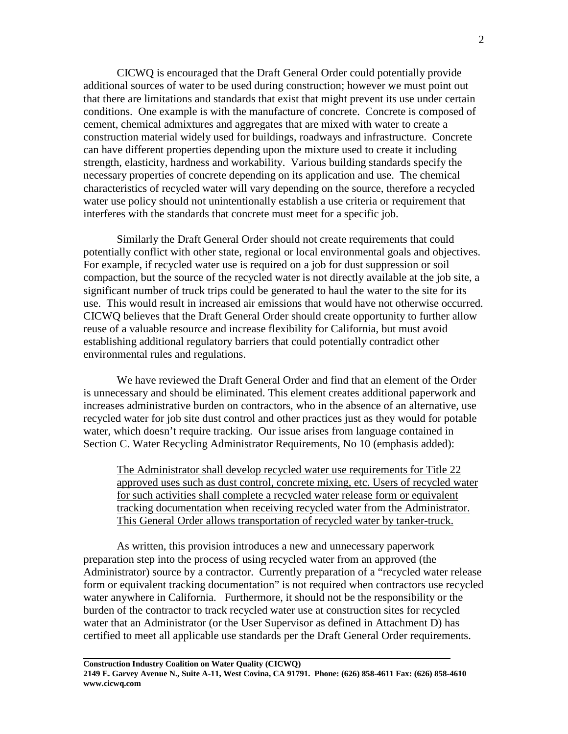CICWQ is encouraged that the Draft General Order could potentially provide additional sources of water to be used during construction; however we must point out that there are limitations and standards that exist that might prevent its use under certain conditions. One example is with the manufacture of concrete. Concrete is composed of cement, chemical admixtures and aggregates that are mixed with water to create a construction material widely used for buildings, roadways and infrastructure. Concrete can have different properties depending upon the mixture used to create it including strength, elasticity, hardness and workability. Various building standards specify the necessary properties of concrete depending on its application and use. The chemical characteristics of recycled water will vary depending on the source, therefore a recycled water use policy should not unintentionally establish a use criteria or requirement that interferes with the standards that concrete must meet for a specific job.

Similarly the Draft General Order should not create requirements that could potentially conflict with other state, regional or local environmental goals and objectives. For example, if recycled water use is required on a job for dust suppression or soil compaction, but the source of the recycled water is not directly available at the job site, a significant number of truck trips could be generated to haul the water to the site for its use. This would result in increased air emissions that would have not otherwise occurred. CICWQ believes that the Draft General Order should create opportunity to further allow reuse of a valuable resource and increase flexibility for California, but must avoid establishing additional regulatory barriers that could potentially contradict other environmental rules and regulations.

We have reviewed the Draft General Order and find that an element of the Order is unnecessary and should be eliminated. This element creates additional paperwork and increases administrative burden on contractors, who in the absence of an alternative, use recycled water for job site dust control and other practices just as they would for potable water, which doesn't require tracking. Our issue arises from language contained in Section C. Water Recycling Administrator Requirements, No 10 (emphasis added):

> <u>The Administrator shall develop recycled water use requirements for Title 22 approved uses such as dust control, concrete mixing, etc. Users of recycled water for such activities shall complete a recycled water release form or equivalent tracking documentation when receiving recycled water from the Administrator. This General Order allows transportation of recycled water by tanker-truck.</u>

As written, this provision introduces a new and unnecessary paperwork preparation step into the process of using recycled water from an approved (the Administrator) source by a contractor. Currently preparation of a "recycled water release form or equivalent tracking documentation" is not required when contractors use recycled water anywhere in California. Furthermore, it should not be the responsibility or the burden of the contractor to track recycled water use at construction sites for recycled water that an Administrator (or the User Supervisor as defined in Attachment D) has certified to meet all applicable use standards per the Draft General Order requirements.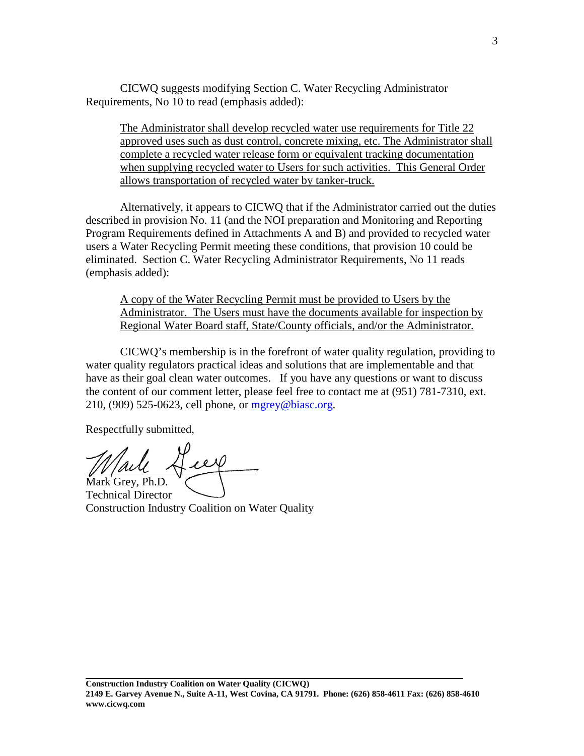CICWQ suggests modifying Section C. Water Recycling Administrator Requirements, No 10 to read (emphasis added):

> The Administrator shall develop recycled water use requirements for Title 22 approved uses such as dust control, concrete mixing, etc. The Administrator shall complete a recycled water release form or equivalent tracking documentation when supplying recycled water to Users for such activities. This General Order allows transportation of recycled water by tanker-truck.

Alternatively, it appears to CICWQ that if the Administrator carried out the duties described in provision No. 11 (and the NOI preparation and Monitoring and Reporting Program Requirements defined in Attachments A and B) and provided to recycled water users a Water Recycling Permit meeting these conditions, that provision 10 could be eliminated. Section C. Water Recycling Administrator Requirements, No 11 reads (emphasis added):

> A copy of the Water Recycling Permit must be provided to Users by the Administrator. The Users must have the documents available for inspection by Regional Water Board staff, State/County officials, and/or the Administrator.

CICWQ's membership is in the forefront of water quality regulation, providing to water quality regulators practical ideas and solutions that are implementable and that have as their goal clean water outcomes. If you have any questions or want to discuss the content of our comment letter, please feel free to contact me at (951) 781-7310, ext. 210, (909) 525-0623, cell phone, or mgrey@biasc.org.

Respectfully submitted,

Mark Grey, Ph.D.
Technical Director
Construction Industry Coalition on Water Quality

**Construction Industry Coalition on Water Quality (CICWQ)**
**2149 E. Garvey Avenue N., Suite A-11, West Covina, CA 91791. Phone: (626) 858-4611 Fax: (626) 858-4610**
**www.cicwq.com**